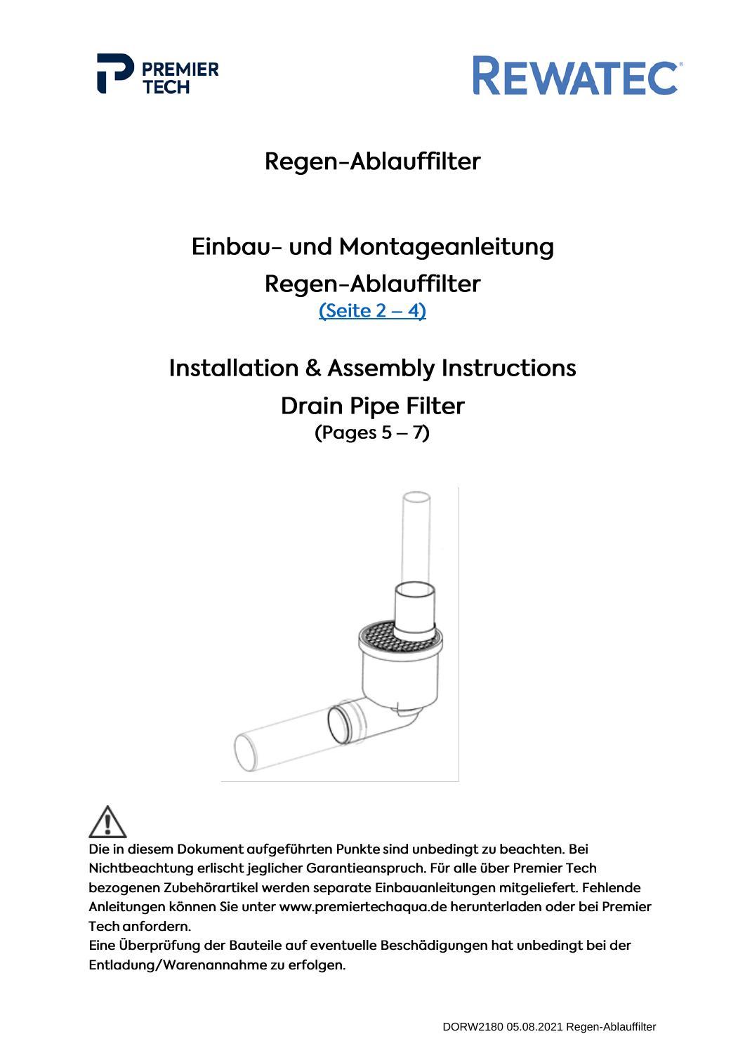PREMIER TECH

REWATEC

# Regen-Ablauffilter

## Einbau- und Montageanleitung

## Regen-Ablauffilter

(Seite 2 – 4)

## Installation & Assembly Instructions

## Drain Pipe Filter

(Pages 5 – 7)

Die in diesem Dokument aufgeführten Punkte sind unbedingt zu beachten. Bei Nichtbeachtung erlischt jeglicher Garantieanspruch. Für alle über Premier Tech bezogenen Zubehörartikel werden separate Einbauanleitungen mitgeliefert. Fehlende Anleitungen können Sie unter www.premiertechaqua.de herunterladen oder bei Premier Tech anfordern.

Eine Überprüfung der Bauteile auf eventuelle Beschädigungen hat unbedingt bei der Entladung/Warenannahme zu erfolgen.

DORW2180 05.08.2021 Regen-Ablauffilter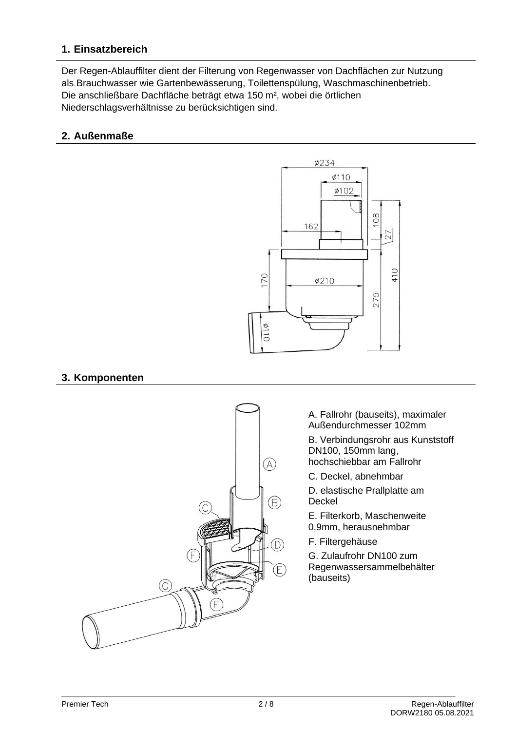## 1. Einsatzbereich

Der Regen-Ablauffilter dient der Filterung von Regenwasser von Dachflächen zur Nutzung als Brauchwasser wie Gartenbewässerung, Toilettenspülung, Waschmaschinenbetrieb. Die anschließbare Dachfläche beträgt etwa 150 m², wobei die örtlichen Niederschlagsverhältnisse zu berücksichtigen sind.

## 2. Außenmaße

ø234
ø110
ø102
162
108
27
170
ø210
410
275
ø110

## 3. Komponenten

A. Fallrohr (bauseits), maximaler Außendurchmesser 102mm

B. Verbindungsrohr aus Kunststoff DN100, 150mm lang, hochschiebbar am Fallrohr

C. Deckel, abnehmbar

D. elastische Prallplatte am Deckel

E. Filterkorb, Maschenweite 0,9mm, herausnehmbar

F. Filtergehäuse

G. Zulaufrohr DN100 zum Regenwassersammelbehälter (bauseits)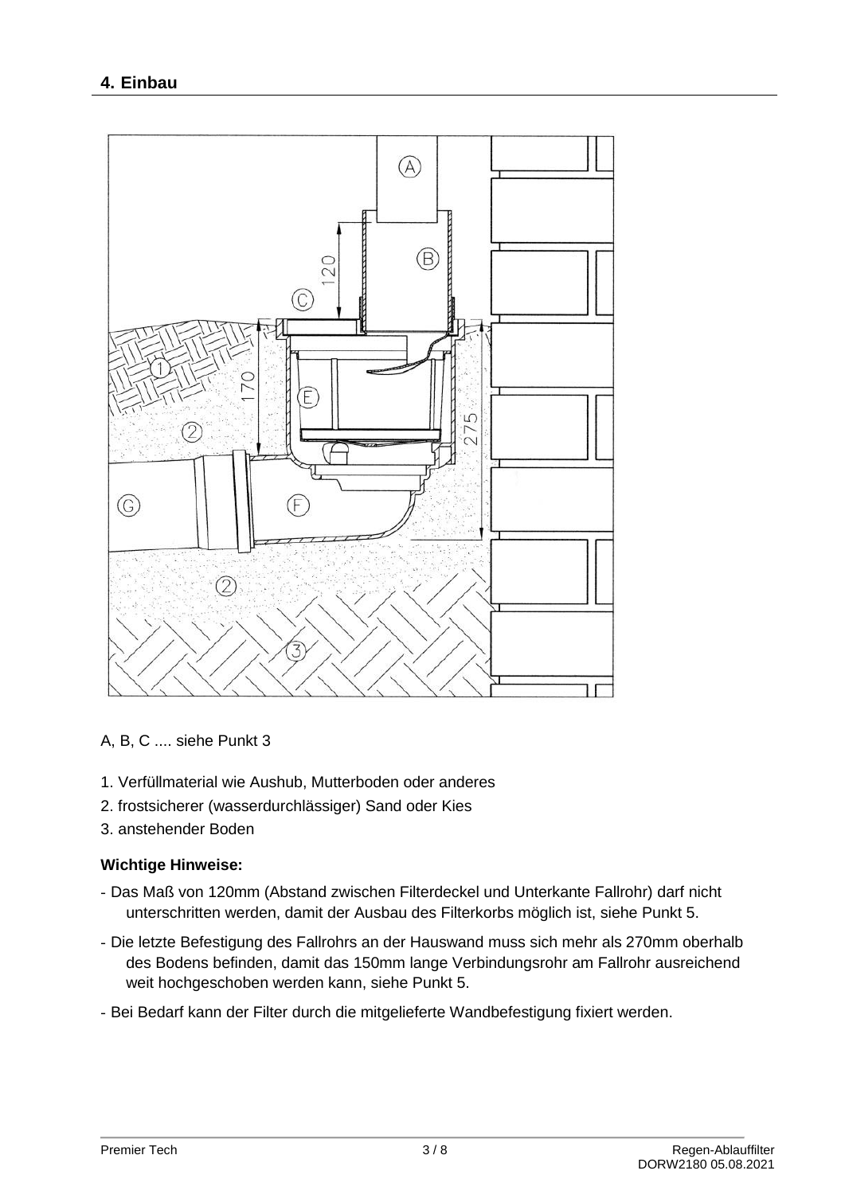## 4. Einbau

A
B
C
120
170
275
E
1
2
G
F
2
3

A, B, C .... siehe Punkt 3

1. Verfüllmaterial wie Aushub, Mutterboden oder anderes
2. frostsicherer (wasserdurchlässiger) Sand oder Kies
3. anstehender Boden

**Wichtige Hinweise:**

- Das Maß von 120mm (Abstand zwischen Filterdeckel und Unterkante Fallrohr) darf nicht unterschritten werden, damit der Ausbau des Filterkorbs möglich ist, siehe Punkt 5.
- Die letzte Befestigung des Fallrohrs an der Hauswand muss sich mehr als 270mm oberhalb des Bodens befinden, damit das 150mm lange Verbindungsrohr am Fallrohr ausreichend weit hochgeschoben werden kann, siehe Punkt 5.
- Bei Bedarf kann der Filter durch die mitgelieferte Wandbefestigung fixiert werden.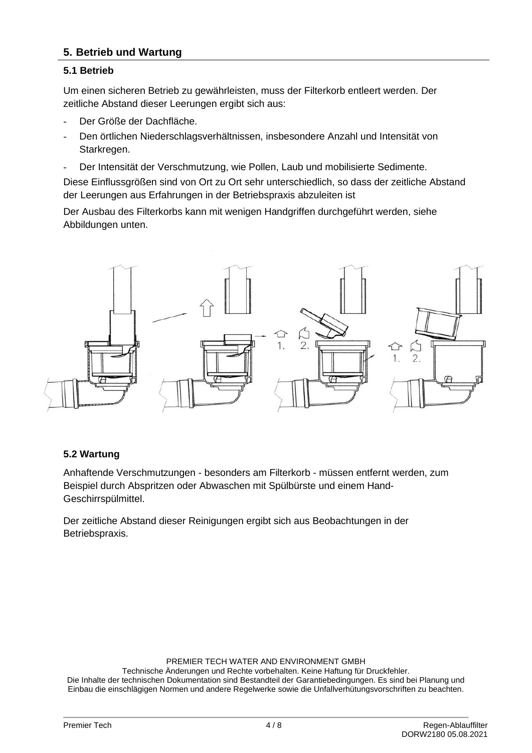## 5. Betrieb und Wartung

### 5.1 Betrieb

Um einen sicheren Betrieb zu gewährleisten, muss der Filterkorb entleert werden. Der zeitliche Abstand dieser Leerungen ergibt sich aus:

- Der Größe der Dachfläche.
- Den örtlichen Niederschlagsverhältnissen, insbesondere Anzahl und Intensität von Starkregen.
- Der Intensität der Verschmutzung, wie Pollen, Laub und mobilisierte Sedimente.

Diese Einflussgrößen sind von Ort zu Ort sehr unterschiedlich, so dass der zeitliche Abstand der Leerungen aus Erfahrungen in der Betriebspraxis abzuleiten ist

Der Ausbau des Filterkorbs kann mit wenigen Handgriffen durchgeführt werden, siehe Abbildungen unten.

1. 2.

1. 2.

### 5.2 Wartung

Anhaftende Verschmutzungen - besonders am Filterkorb - müssen entfernt werden, zum Beispiel durch Abspritzen oder Abwaschen mit Spülbürste und einem Hand-Geschirrspülmittel.

Der zeitliche Abstand dieser Reinigungen ergibt sich aus Beobachtungen in der Betriebspraxis.

PREMIER TECH WATER AND ENVIRONMENT GMBH
Technische Änderungen und Rechte vorbehalten. Keine Haftung für Druckfehler.
Die Inhalte der technischen Dokumentation sind Bestandteil der Garantiebedingungen. Es sind bei Planung und Einbau die einschlägigen Normen und andere Regelwerke sowie die Unfallverhütungsvorschriften zu beachten.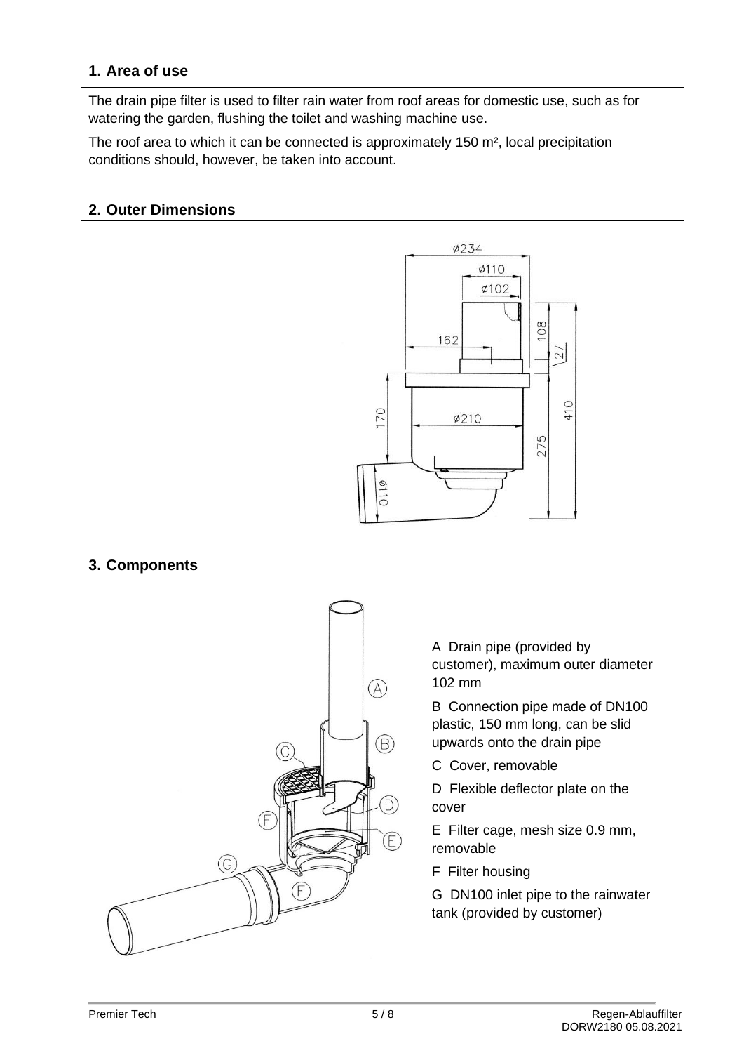## 1. Area of use

The drain pipe filter is used to filter rain water from roof areas for domestic use, such as for watering the garden, flushing the toilet and washing machine use.

The roof area to which it can be connected is approximately 150 m², local precipitation conditions should, however, be taken into account.

## 2. Outer Dimensions

ø234
ø110
ø102
162
108
27
170
ø210
410
275
ø110

## 3. Components

A Drain pipe (provided by customer), maximum outer diameter 102 mm

B Connection pipe made of DN100 plastic, 150 mm long, can be slid upwards onto the drain pipe

C Cover, removable

D Flexible deflector plate on the cover

E Filter cage, mesh size 0.9 mm, removable

F Filter housing

G DN100 inlet pipe to the rainwater tank (provided by customer)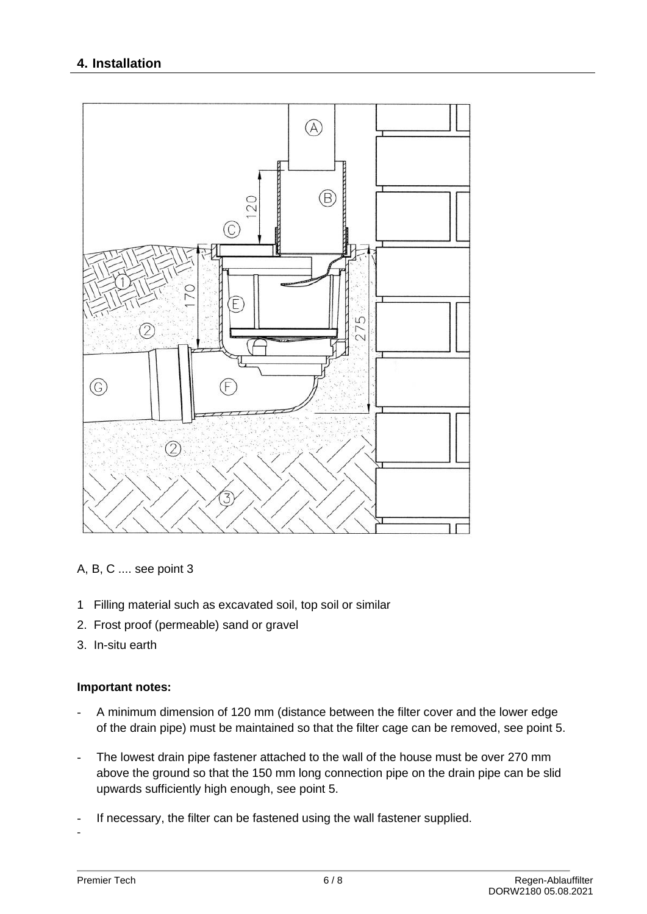## 4. Installation

A
B
C
120
170
275
E
F
G
1
2
2
3

A, B, C .... see point 3

1 Filling material such as excavated soil, top soil or similar
2. Frost proof (permeable) sand or gravel
3. In-situ earth

**Important notes:**

- A minimum dimension of 120 mm (distance between the filter cover and the lower edge of the drain pipe) must be maintained so that the filter cage can be removed, see point 5.
- The lowest drain pipe fastener attached to the wall of the house must be over 270 mm above the ground so that the 150 mm long connection pipe on the drain pipe can be slid upwards sufficiently high enough, see point 5.
- If necessary, the filter can be fastened using the wall fastener supplied.
-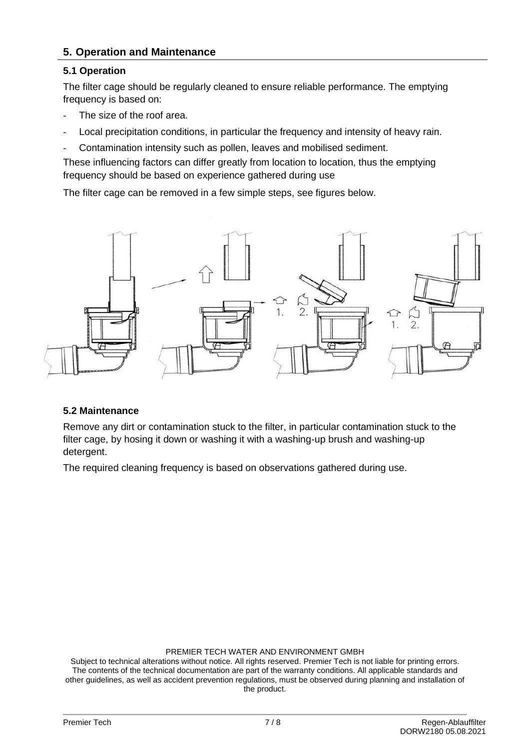## 5. Operation and Maintenance

### 5.1 Operation

The filter cage should be regularly cleaned to ensure reliable performance. The emptying frequency is based on:

- The size of the roof area.
- Local precipitation conditions, in particular the frequency and intensity of heavy rain.
- Contamination intensity such as pollen, leaves and mobilised sediment.

These influencing factors can differ greatly from location to location, thus the emptying frequency should be based on experience gathered during use

The filter cage can be removed in a few simple steps, see figures below.

1. 2.

1. 2.

### 5.2 Maintenance

Remove any dirt or contamination stuck to the filter, in particular contamination stuck to the filter cage, by hosing it down or washing it with a washing-up brush and washing-up detergent.

The required cleaning frequency is based on observations gathered during use.

PREMIER TECH WATER AND ENVIRONMENT GMBH

Subject to technical alterations without notice. All rights reserved. Premier Tech is not liable for printing errors. The contents of the technical documentation are part of the warranty conditions. All applicable standards and other guidelines, as well as accident prevention regulations, must be observed during planning and installation of the product.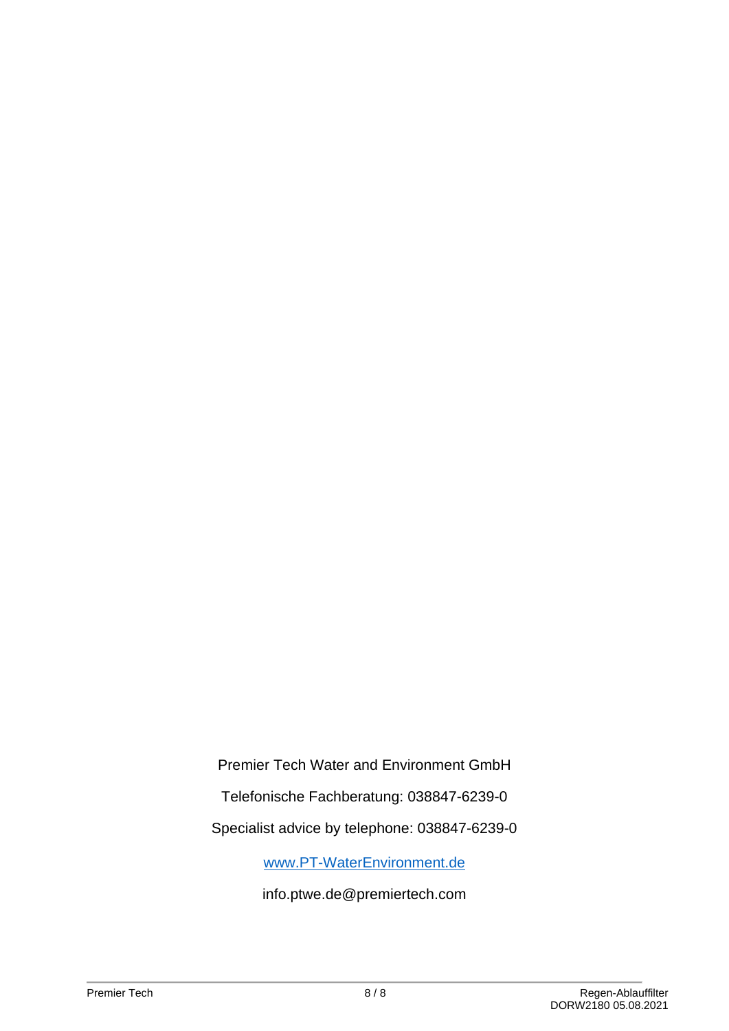Premier Tech Water and Environment GmbH

Telefonische Fachberatung: 038847-6239-0

Specialist advice by telephone: 038847-6239-0

[www.PT-WaterEnvironment.de](http://www.PT-WaterEnvironment.de)

info.ptwe.de@premiertech.com